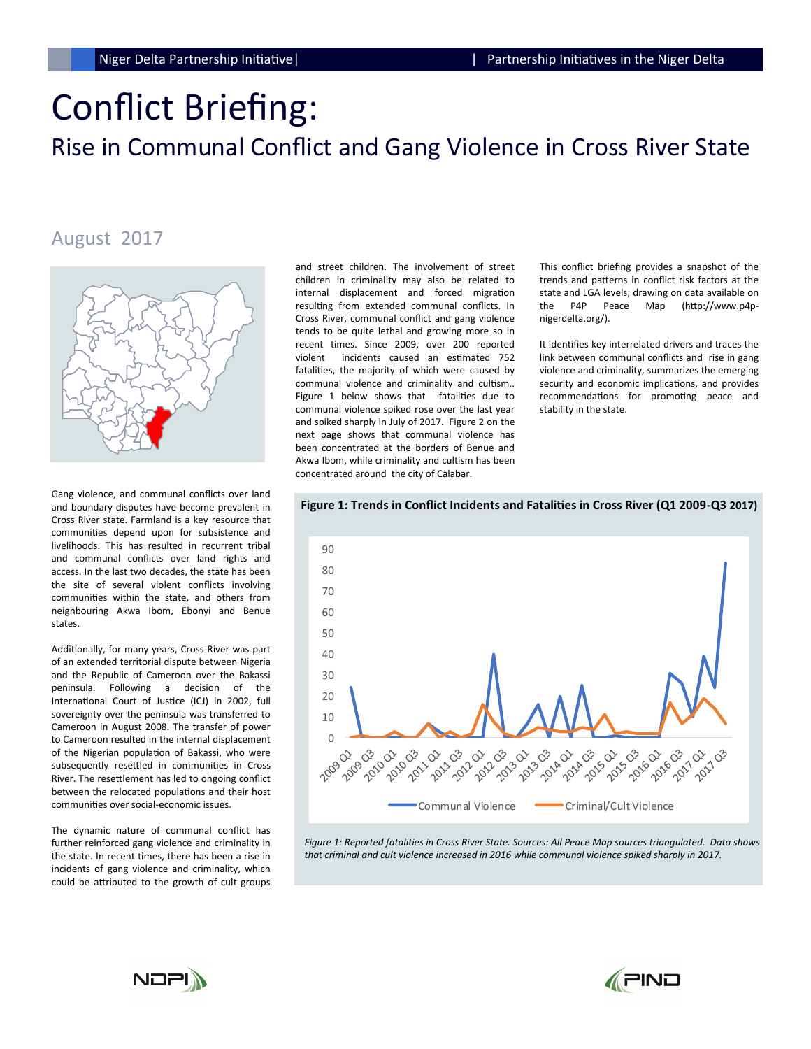# Conflict Briefing:

## Rise in Communal Conflict and Gang Violence in Cross River State

August 2017

Gang violence, and communal conflicts over land and boundary disputes have become prevalent in Cross River state. Farmland is a key resource that communities depend upon for subsistence and livelihoods. This has resulted in recurrent tribal and communal conflicts over land rights and access. In the last two decades, the state has been the site of several violent conflicts involving communities within the state, and others from neighbouring Akwa Ibom, Ebonyi and Benue states.

Additionally, for many years, Cross River was part of an extended territorial dispute between Nigeria and the Republic of Cameroon over the Bakassi peninsula. Following a decision of the International Court of Justice (ICJ) in 2002, full sovereignty over the peninsula was transferred to Cameroon in August 2008. The transfer of power to Cameroon resulted in the internal displacement of the Nigerian population of Bakassi, who were subsequently resettled in communities in Cross River. The resettlement has led to ongoing conflict between the relocated populations and their host communities over social-economic issues.

The dynamic nature of communal conflict has further reinforced gang violence and criminality in the state. In recent times, there has been a rise in incidents of gang violence and criminality, which could be attributed to the growth of cult groups and street children. The involvement of street children in criminality may also be related to internal displacement and forced migration resulting from extended communal conflicts. In Cross River, communal conflict and gang violence tends to be quite lethal and growing more so in recent times. Since 2009, over 200 reported violent incidents caused an estimated 752 fatalities, the majority of which were caused by communal violence and criminality and cultism.. Figure 1 below shows that fatalities due to communal violence spiked rose over the last year and spiked sharply in July of 2017. Figure 2 on the next page shows that communal violence has been concentrated at the borders of Benue and Akwa Ibom, while criminality and cultism has been concentrated around the city of Calabar.

This conflict briefing provides a snapshot of the trends and patterns in conflict risk factors at the state and LGA levels, drawing on data available on the P4P Peace Map (http://www.p4p-nigerdelta.org/).

It identifies key interrelated drivers and traces the link between communal conflicts and rise in gang violence and criminality, summarizes the emerging security and economic implications, and provides recommendations for promoting peace and stability in the state.

**Figure 1: Trends in Conflict Incidents and Fatalities in Cross River (Q1 2009-Q3 2017)**

90
80
70
60
50
40
30
20
10
0

2009 Q1, 2009 Q3, 2010 Q1, 2010 Q3, 2011 Q1, 2011 Q3, 2012 Q1, 2012 Q3, 2013 Q1, 2013 Q3, 2014 Q1, 2014 Q3, 2015 Q1, 2015 Q3, 2016 Q1, 2016 Q3, 2017 Q1, 2017 Q3

Communal Violence
Criminal/Cult Violence

*Figure 1: Reported fatalities in Cross River State. Sources: All Peace Map sources triangulated. Data shows that criminal and cult violence increased in 2016 while communal violence spiked sharply in 2017.*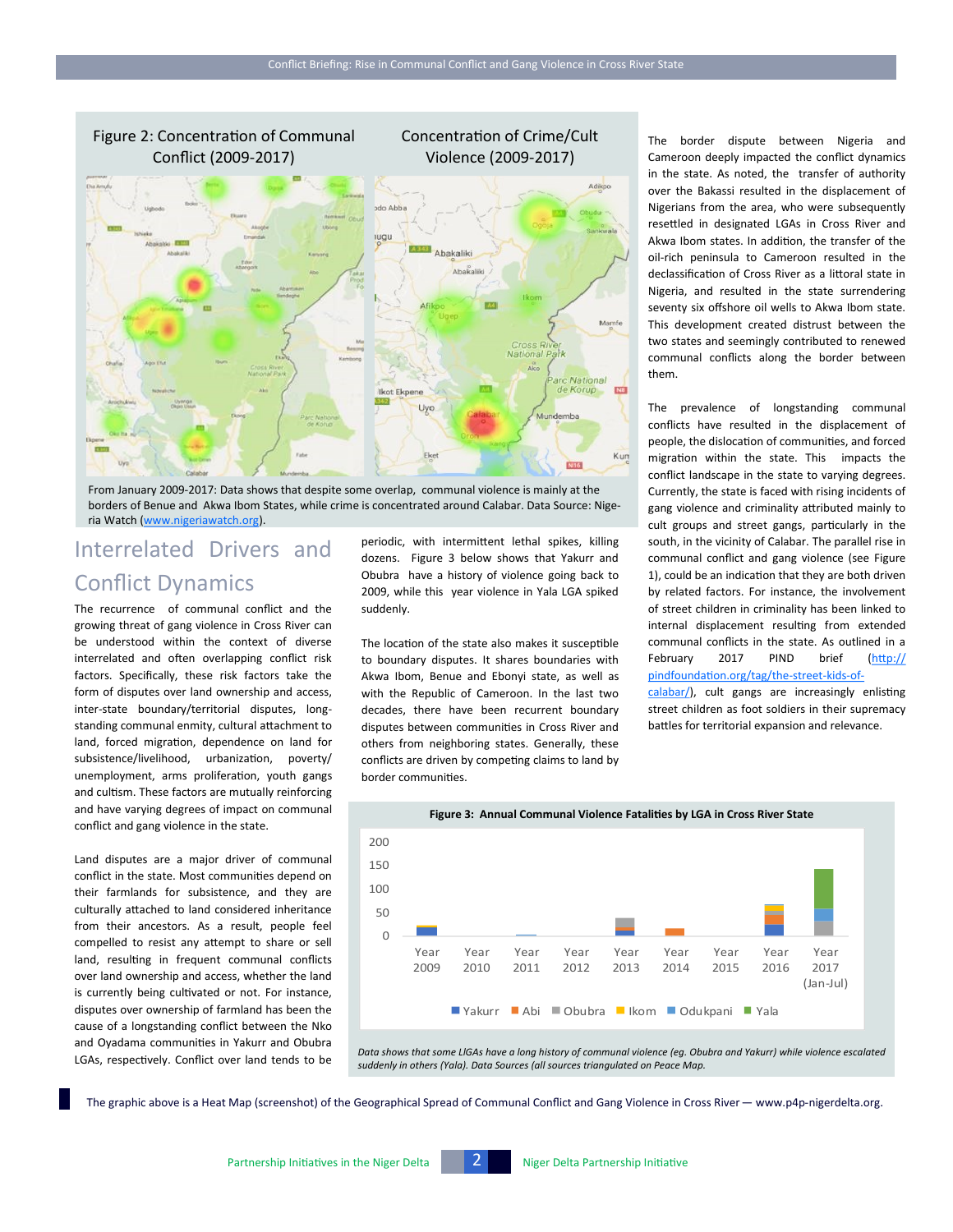Figure 2: Concentration of Communal Conflict (2009-2017)

Concentration of Crime/Cult Violence (2009-2017)

From January 2009-2017: Data shows that despite some overlap, communal violence is mainly at the borders of Benue and Akwa Ibom States, while crime is concentrated around Calabar. Data Source: Nigeria Watch (www.nigeriawatch.org).

## Interrelated Drivers and Conflict Dynamics

The recurrence of communal conflict and the growing threat of gang violence in Cross River can be understood within the context of diverse interrelated and often overlapping conflict risk factors. Specifically, these risk factors take the form of disputes over land ownership and access, inter-state boundary/territorial disputes, long-standing communal enmity, cultural attachment to land, forced migration, dependence on land for subsistence/livelihood, urbanization, poverty/unemployment, arms proliferation, youth gangs and cultism. These factors are mutually reinforcing and have varying degrees of impact on communal conflict and gang violence in the state.

Land disputes are a major driver of communal conflict in the state. Most communities depend on their farmlands for subsistence, and they are culturally attached to land considered inheritance from their ancestors. As a result, people feel compelled to resist any attempt to share or sell land, resulting in frequent communal conflicts over land ownership and access, whether the land is currently being cultivated or not. For instance, disputes over ownership of farmland has been the cause of a longstanding conflict between the Nko and Oyadama communities in Yakurr and Obubra LGAs, respectively. Conflict over land tends to be periodic, with intermittent lethal spikes, killing dozens. Figure 3 below shows that Yakurr and Obubra have a history of violence going back to 2009, while this year violence in Yala LGA spiked suddenly.

The location of the state also makes it susceptible to boundary disputes. It shares boundaries with Akwa Ibom, Benue and Ebonyi state, as well as with the Republic of Cameroon. In the last two decades, there have been recurrent boundary disputes between communities in Cross River and others from neighboring states. Generally, these conflicts are driven by competing claims to land by border communities.

The border dispute between Nigeria and Cameroon deeply impacted the conflict dynamics in the state. As noted, the transfer of authority over the Bakassi resulted in the displacement of Nigerians from the area, who were subsequently resettled in designated LGAs in Cross River and Akwa Ibom states. In addition, the transfer of the oil-rich peninsula to Cameroon resulted in the declassification of Cross River as a littoral state in Nigeria, and resulted in the state surrendering seventy six offshore oil wells to Akwa Ibom state. This development created distrust between the two states and seemingly contributed to renewed communal conflicts along the border between them.

The prevalence of longstanding communal conflicts have resulted in the displacement of people, the dislocation of communities, and forced migration within the state. This impacts the conflict landscape in the state to varying degrees. Currently, the state is faced with rising incidents of gang violence and criminality attributed mainly to cult groups and street gangs, particularly in the south, in the vicinity of Calabar. The parallel rise in communal conflict and gang violence (see Figure 1), could be an indication that they are both driven by related factors. For instance, the involvement of street children in criminality has been linked to internal displacement resulting from extended communal conflicts in the state. As outlined in a February 2017 PIND brief (http://pindfoundation.org/tag/the-street-kids-of-calabar/), cult gangs are increasingly enlisting street children as foot soldiers in their supremacy battles for territorial expansion and relevance.

**Figure 3: Annual Communal Violence Fatalities by LGA in Cross River State**

200
150
100
50
0

Year 2009, Year 2010, Year 2011, Year 2012, Year 2013, Year 2014, Year 2015, Year 2016, Year 2017 (Jan-Jul)

Yakurr, Abi, Obubra, Ikom, Odukpani, Yala

*Data shows that some LIGAs have a long history of communal violence (eg. Obubra and Yakurr) while violence escalated suddenly in others (Yala). Data Sources (all sources triangulated on Peace Map.*

The graphic above is a Heat Map (screenshot) of the Geographical Spread of Communal Conflict and Gang Violence in Cross River — www.p4p-nigerdelta.org.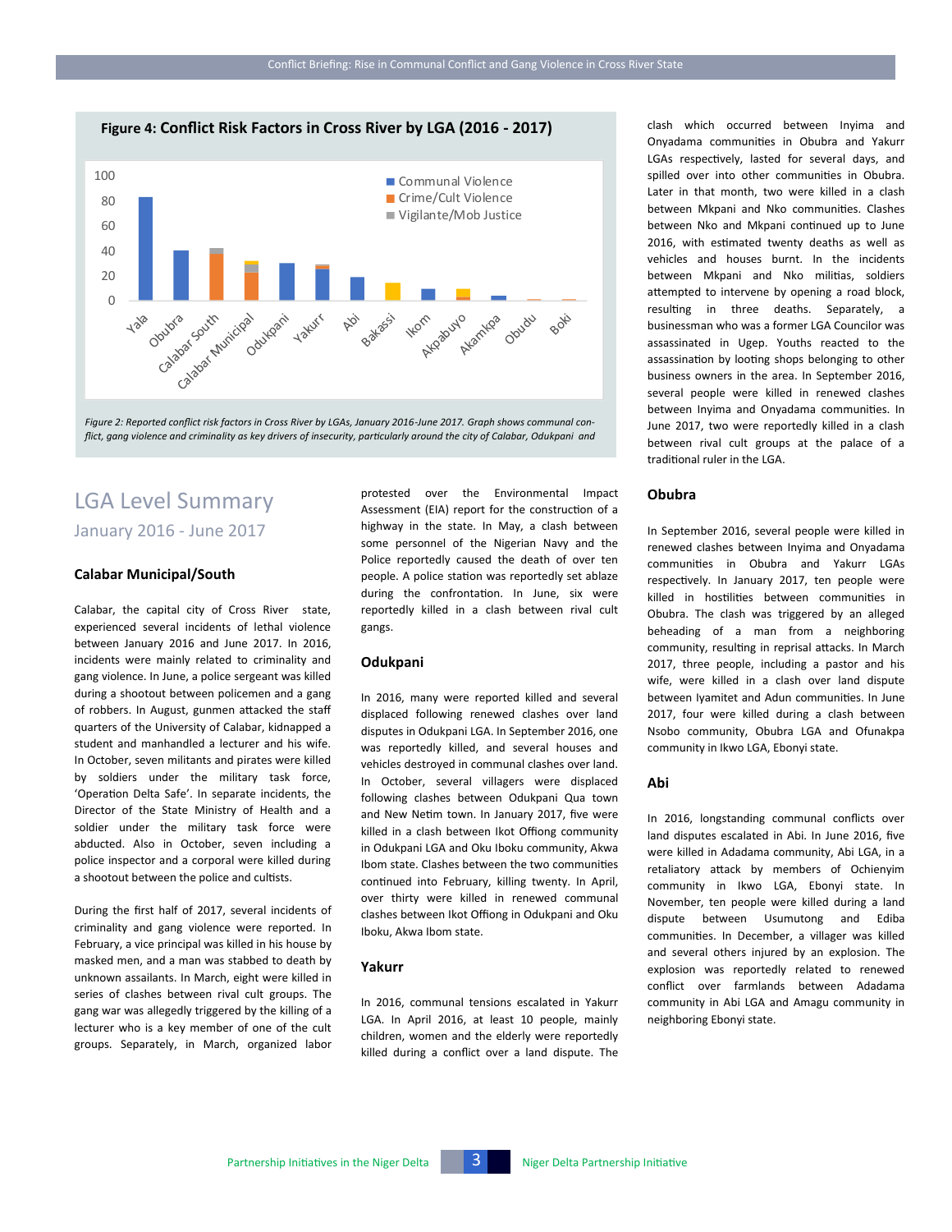**Figure 4: Conflict Risk Factors in Cross River by LGA (2016 - 2017)**

100
80
60
40
20
0

Communal Violence
Crime/Cult Violence
Vigilante/Mob Justice

Yala
Obubra
Calabar South
Calabar Municipal
Odukpani
Yakurr
Abi
Bakassi
Ikom
Akpabuyo
Akamkpa
Obudu
Boki

*Figure 2: Reported conflict risk factors in Cross River by LGAs, January 2016-June 2017. Graph shows communal conflict, gang violence and criminality as key drivers of insecurity, particularly around the city of Calabar, Odukpani and*

## LGA Level Summary

January 2016 - June 2017

### Calabar Municipal/South

Calabar, the capital city of Cross River state, experienced several incidents of lethal violence between January 2016 and June 2017. In 2016, incidents were mainly related to criminality and gang violence. In June, a police sergeant was killed during a shootout between policemen and a gang of robbers. In August, gunmen attacked the staff quarters of the University of Calabar, kidnapped a student and manhandled a lecturer and his wife. In October, seven militants and pirates were killed by soldiers under the military task force, 'Operation Delta Safe'. In separate incidents, the Director of the State Ministry of Health and a soldier under the military task force were abducted. Also in October, seven including a police inspector and a corporal were killed during a shootout between the police and cultists.

During the first half of 2017, several incidents of criminality and gang violence were reported. In February, a vice principal was killed in his house by masked men, and a man was stabbed to death by unknown assailants. In March, eight were killed in series of clashes between rival cult groups. The gang war was allegedly triggered by the killing of a lecturer who is a key member of one of the cult groups. Separately, in March, organized labor protested over the Environmental Impact Assessment (EIA) report for the construction of a highway in the state. In May, a clash between some personnel of the Nigerian Navy and the Police reportedly caused the death of over ten people. A police station was reportedly set ablaze during the confrontation. In June, six were reportedly killed in a clash between rival cult gangs.

### Odukpani

In 2016, many were reported killed and several displaced following renewed clashes over land disputes in Odukpani LGA. In September 2016, one was reportedly killed, and several houses and vehicles destroyed in communal clashes over land. In October, several villagers were displaced following clashes between Odukpani Qua town and New Netim town. In January 2017, five were killed in a clash between Ikot Offiong community in Odukpani LGA and Oku Iboku community, Akwa Ibom state. Clashes between the two communities continued into February, killing twenty. In April, over thirty were killed in renewed communal clashes between Ikot Offiong in Odukpani and Oku Iboku, Akwa Ibom state.

### Yakurr

In 2016, communal tensions escalated in Yakurr LGA. In April 2016, at least 10 people, mainly children, women and the elderly were reportedly killed during a conflict over a land dispute. The clash which occurred between Inyima and Onyadama communities in Obubra and Yakurr LGAs respectively, lasted for several days, and spilled over into other communities in Obubra. Later in that month, two were killed in a clash between Mkpani and Nko communities. Clashes between Nko and Mkpani continued up to June 2016, with estimated twenty deaths as well as vehicles and houses burnt. In the incidents between Mkpani and Nko militias, soldiers attempted to intervene by opening a road block, resulting in three deaths. Separately, a businessman who was a former LGA Councilor was assassinated in Ugep. Youths reacted to the assassination by looting shops belonging to other business owners in the area. In September 2016, several people were killed in renewed clashes between Inyima and Onyadama communities. In June 2017, two were reportedly killed in a clash between rival cult groups at the palace of a traditional ruler in the LGA.

### Obubra

In September 2016, several people were killed in renewed clashes between Inyima and Onyadama communities in Obubra and Yakurr LGAs respectively. In January 2017, ten people were killed in hostilities between communities in Obubra. The clash was triggered by an alleged beheading of a man from a neighboring community, resulting in reprisal attacks. In March 2017, three people, including a pastor and his wife, were killed in a clash over land dispute between Iyamitet and Adun communities. In June 2017, four were killed during a clash between Nsobo community, Obubra LGA and Ofunakpa community in Ikwo LGA, Ebonyi state.

### Abi

In 2016, longstanding communal conflicts over land disputes escalated in Abi. In June 2016, five were killed in Adadama community, Abi LGA, in a retaliatory attack by members of Ochienyim community in Ikwo LGA, Ebonyi state. In November, ten people were killed during a land dispute between Usumutong and Ediba communities. In December, a villager was killed and several others injured by an explosion. The explosion was reportedly related to renewed conflict over farmlands between Adadama community in Abi LGA and Amagu community in neighboring Ebonyi state.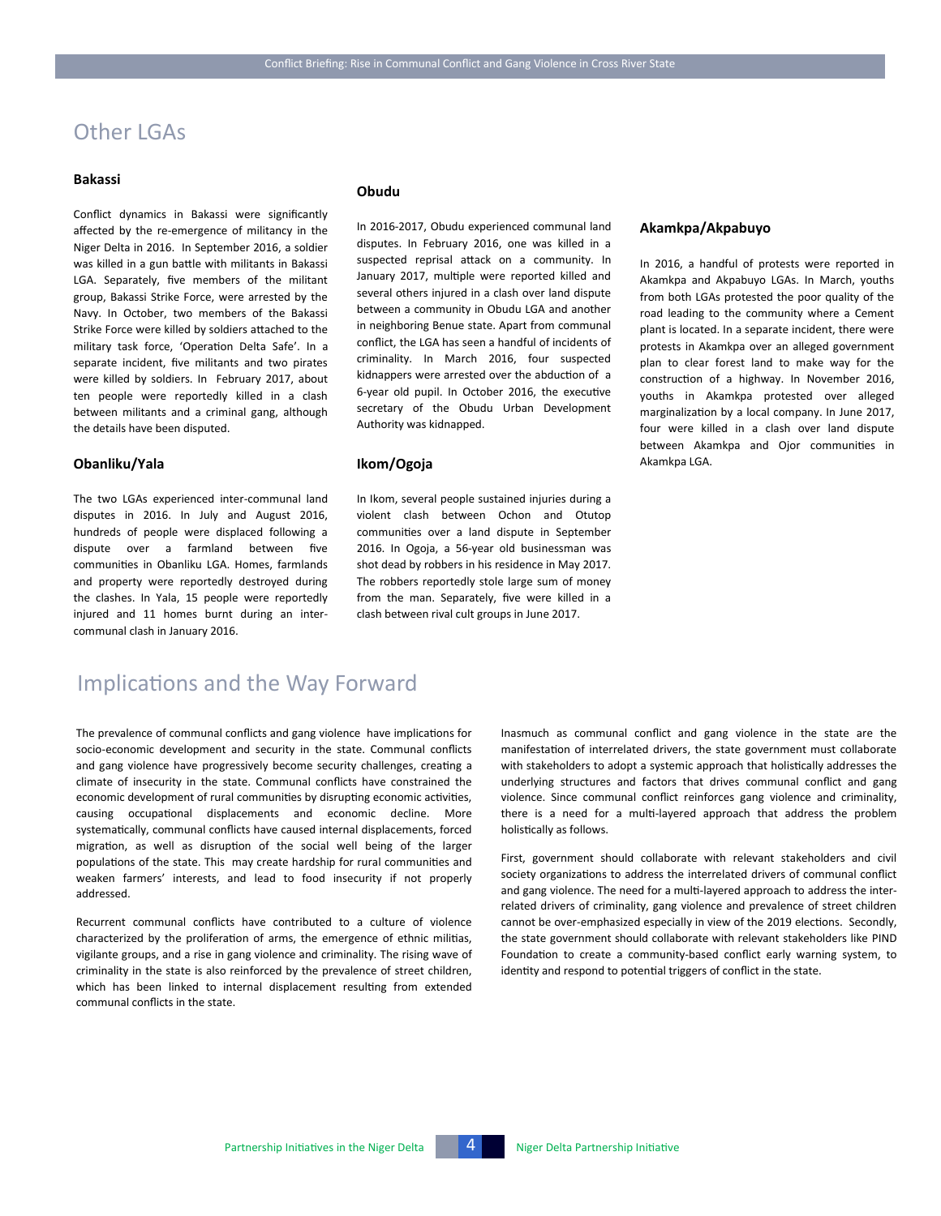## Other LGAs

### Bakassi

Conflict dynamics in Bakassi were significantly affected by the re-emergence of militancy in the Niger Delta in 2016. In September 2016, a soldier was killed in a gun battle with militants in Bakassi LGA. Separately, five members of the militant group, Bakassi Strike Force, were arrested by the Navy. In October, two members of the Bakassi Strike Force were killed by soldiers attached to the military task force, 'Operation Delta Safe'. In a separate incident, five militants and two pirates were killed by soldiers. In February 2017, about ten people were reportedly killed in a clash between militants and a criminal gang, although the details have been disputed.

### Obanliku/Yala

The two LGAs experienced inter-communal land disputes in 2016. In July and August 2016, hundreds of people were displaced following a dispute over a farmland between five communities in Obanliku LGA. Homes, farmlands and property were reportedly destroyed during the clashes. In Yala, 15 people were reportedly injured and 11 homes burnt during an inter-communal clash in January 2016.

### Obudu

In 2016-2017, Obudu experienced communal land disputes. In February 2016, one was killed in a suspected reprisal attack on a community. In January 2017, multiple were reported killed and several others injured in a clash over land dispute between a community in Obudu LGA and another in neighboring Benue state. Apart from communal conflict, the LGA has seen a handful of incidents of criminality. In March 2016, four suspected kidnappers were arrested over the abduction of a 6-year old pupil. In October 2016, the executive secretary of the Obudu Urban Development Authority was kidnapped.

### Ikom/Ogoja

In Ikom, several people sustained injuries during a violent clash between Ochon and Otutop communities over a land dispute in September 2016. In Ogoja, a 56-year old businessman was shot dead by robbers in his residence in May 2017. The robbers reportedly stole large sum of money from the man. Separately, five were killed in a clash between rival cult groups in June 2017.

### Akamkpa/Akpabuyo

In 2016, a handful of protests were reported in Akamkpa and Akpabuyo LGAs. In March, youths from both LGAs protested the poor quality of the road leading to the community where a Cement plant is located. In a separate incident, there were protests in Akamkpa over an alleged government plan to clear forest land to make way for the construction of a highway. In November 2016, youths in Akamkpa protested over alleged marginalization by a local company. In June 2017, four were killed in a clash over land dispute between Akamkpa and Ojor communities in Akamkpa LGA.

## Implications and the Way Forward

The prevalence of communal conflicts and gang violence have implications for socio-economic development and security in the state. Communal conflicts and gang violence have progressively become security challenges, creating a climate of insecurity in the state. Communal conflicts have constrained the economic development of rural communities by disrupting economic activities, causing occupational displacements and economic decline. More systematically, communal conflicts have caused internal displacements, forced migration, as well as disruption of the social well being of the larger populations of the state. This may create hardship for rural communities and weaken farmers' interests, and lead to food insecurity if not properly addressed.

Recurrent communal conflicts have contributed to a culture of violence characterized by the proliferation of arms, the emergence of ethnic militias, vigilante groups, and a rise in gang violence and criminality. The rising wave of criminality in the state is also reinforced by the prevalence of street children, which has been linked to internal displacement resulting from extended communal conflicts in the state.

Inasmuch as communal conflict and gang violence in the state are the manifestation of interrelated drivers, the state government must collaborate with stakeholders to adopt a systemic approach that holistically addresses the underlying structures and factors that drives communal conflict and gang violence. Since communal conflict reinforces gang violence and criminality, there is a need for a multi-layered approach that address the problem holistically as follows.

First, government should collaborate with relevant stakeholders and civil society organizations to address the interrelated drivers of communal conflict and gang violence. The need for a multi-layered approach to address the inter-related drivers of criminality, gang violence and prevalence of street children cannot be over-emphasized especially in view of the 2019 elections. Secondly, the state government should collaborate with relevant stakeholders like PIND Foundation to create a community-based conflict early warning system, to identity and respond to potential triggers of conflict in the state.